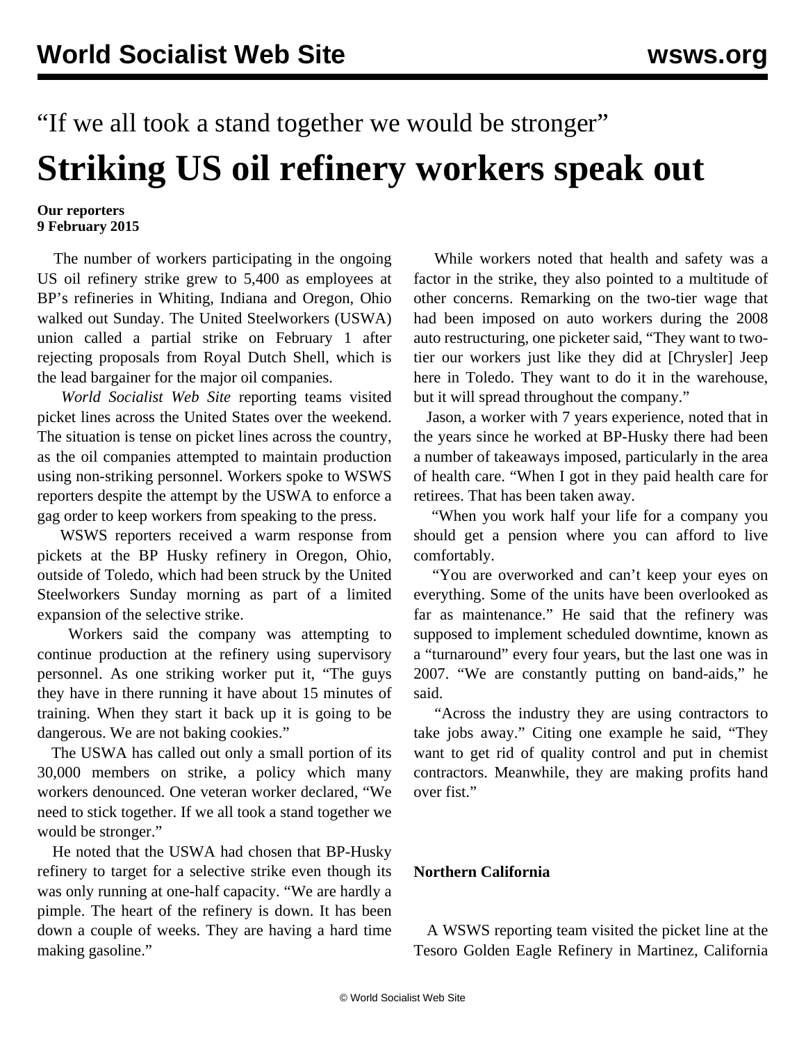“If we all took a stand together we would be stronger”

# Striking US oil refinery workers speak out

**Our reporters**
**9 February 2015**

The number of workers participating in the ongoing US oil refinery strike grew to 5,400 as employees at BP’s refineries in Whiting, Indiana and Oregon, Ohio walked out Sunday. The United Steelworkers (USWA) union called a partial strike on February 1 after rejecting proposals from Royal Dutch Shell, which is the lead bargainer for the major oil companies.

*World Socialist Web Site* reporting teams visited picket lines across the United States over the weekend. The situation is tense on picket lines across the country, as the oil companies attempted to maintain production using non-striking personnel. Workers spoke to WSWS reporters despite the attempt by the USWA to enforce a gag order to keep workers from speaking to the press.

WSWS reporters received a warm response from pickets at the BP Husky refinery in Oregon, Ohio, outside of Toledo, which had been struck by the United Steelworkers Sunday morning as part of a limited expansion of the selective strike.

Workers said the company was attempting to continue production at the refinery using supervisory personnel. As one striking worker put it, “The guys they have in there running it have about 15 minutes of training. When they start it back up it is going to be dangerous. We are not baking cookies.”

The USWA has called out only a small portion of its 30,000 members on strike, a policy which many workers denounced. One veteran worker declared, “We need to stick together. If we all took a stand together we would be stronger.”

He noted that the USWA had chosen that BP-Husky refinery to target for a selective strike even though its was only running at one-half capacity. “We are hardly a pimple. The heart of the refinery is down. It has been down a couple of weeks. They are having a hard time making gasoline.”

While workers noted that health and safety was a factor in the strike, they also pointed to a multitude of other concerns. Remarking on the two-tier wage that had been imposed on auto workers during the 2008 auto restructuring, one picketer said, “They want to two-tier our workers just like they did at [Chrysler] Jeep here in Toledo. They want to do it in the warehouse, but it will spread throughout the company.”

Jason, a worker with 7 years experience, noted that in the years since he worked at BP-Husky there had been a number of takeaways imposed, particularly in the area of health care. “When I got in they paid health care for retirees. That has been taken away.

“When you work half your life for a company you should get a pension where you can afford to live comfortably.

“You are overworked and can’t keep your eyes on everything. Some of the units have been overlooked as far as maintenance.” He said that the refinery was supposed to implement scheduled downtime, known as a “turnaround” every four years, but the last one was in 2007. “We are constantly putting on band-aids,” he said.

“Across the industry they are using contractors to take jobs away.” Citing one example he said, “They want to get rid of quality control and put in chemist contractors. Meanwhile, they are making profits hand over fist.”

**Northern California**

A WSWS reporting team visited the picket line at the Tesoro Golden Eagle Refinery in Martinez, California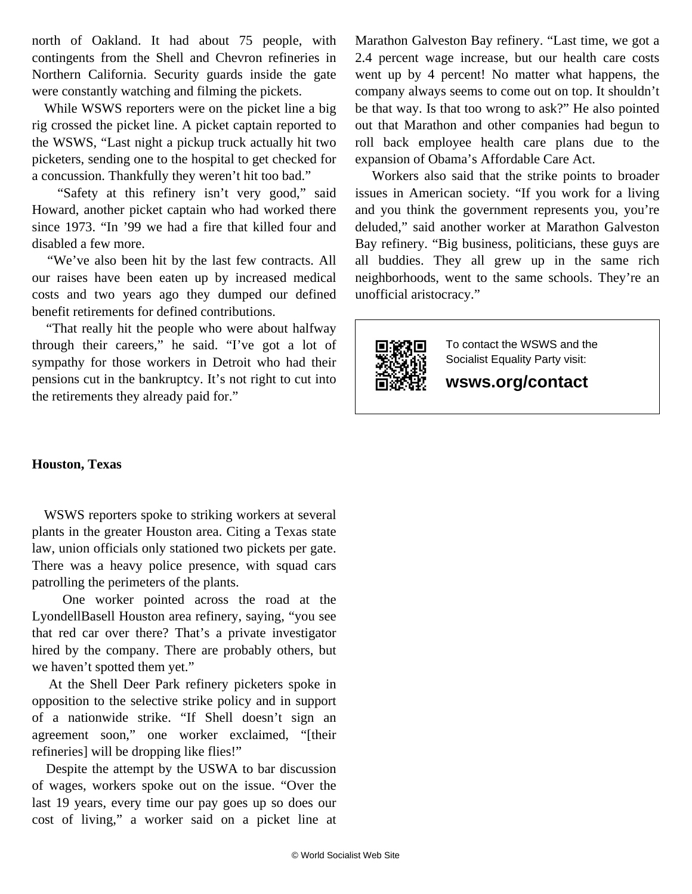north of Oakland. It had about 75 people, with contingents from the Shell and Chevron refineries in Northern California. Security guards inside the gate were constantly watching and filming the pickets.

While WSWS reporters were on the picket line a big rig crossed the picket line. A picket captain reported to the WSWS, "Last night a pickup truck actually hit two picketers, sending one to the hospital to get checked for a concussion. Thankfully they weren't hit too bad."

"Safety at this refinery isn't very good," said Howard, another picket captain who had worked there since 1973. "In '99 we had a fire that killed four and disabled a few more.

"We've also been hit by the last few contracts. All our raises have been eaten up by increased medical costs and two years ago they dumped our defined benefit retirements for defined contributions.

"That really hit the people who were about halfway through their careers," he said. "I've got a lot of sympathy for those workers in Detroit who had their pensions cut in the bankruptcy. It's not right to cut into the retirements they already paid for."

**Houston, Texas**

WSWS reporters spoke to striking workers at several plants in the greater Houston area. Citing a Texas state law, union officials only stationed two pickets per gate. There was a heavy police presence, with squad cars patrolling the perimeters of the plants.

One worker pointed across the road at the LyondellBasell Houston area refinery, saying, "you see that red car over there? That's a private investigator hired by the company. There are probably others, but we haven't spotted them yet."

At the Shell Deer Park refinery picketers spoke in opposition to the selective strike policy and in support of a nationwide strike. "If Shell doesn't sign an agreement soon," one worker exclaimed, "[their refineries] will be dropping like flies!"

Despite the attempt by the USWA to bar discussion of wages, workers spoke out on the issue. "Over the last 19 years, every time our pay goes up so does our cost of living," a worker said on a picket line at Marathon Galveston Bay refinery. "Last time, we got a 2.4 percent wage increase, but our health care costs went up by 4 percent! No matter what happens, the company always seems to come out on top. It shouldn't be that way. Is that too wrong to ask?" He also pointed out that Marathon and other companies had begun to roll back employee health care plans due to the expansion of Obama's Affordable Care Act.

Workers also said that the strike points to broader issues in American society. "If you work for a living and you think the government represents you, you're deluded," said another worker at Marathon Galveston Bay refinery. "Big business, politicians, these guys are all buddies. They all grew up in the same rich neighborhoods, went to the same schools. They're an unofficial aristocracy."

To contact the WSWS and the Socialist Equality Party visit:

**wsws.org/contact**